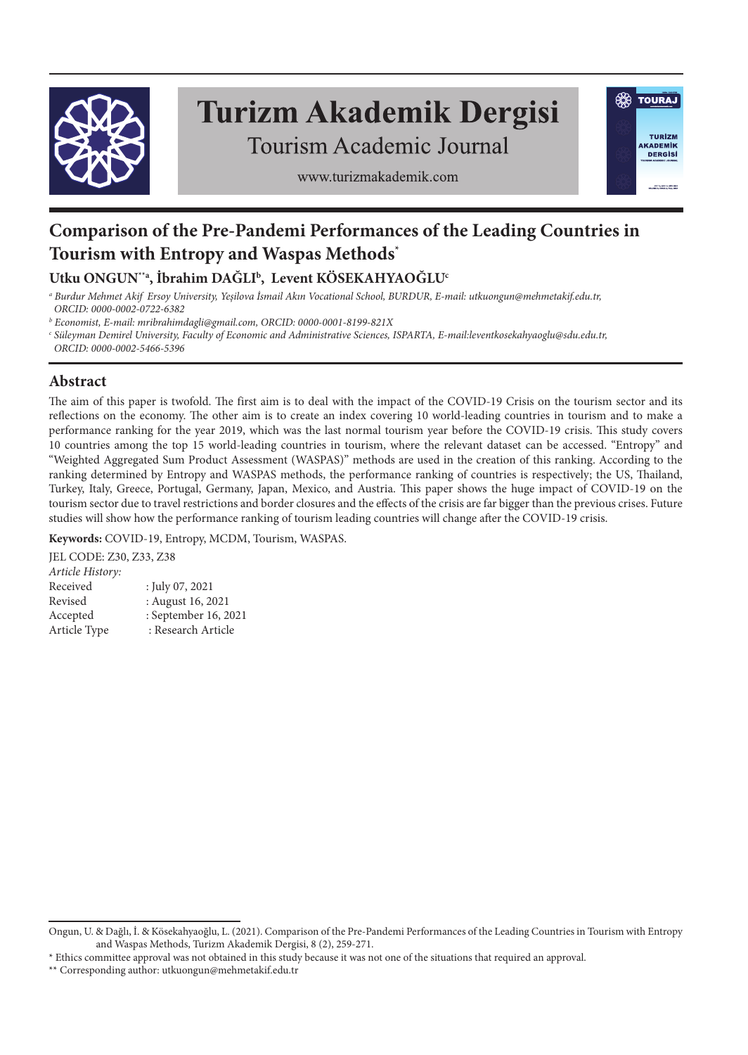# Comparison of the Pre-Pandemi Performances of the Leading Countries in Tourism with Entropy and Waspas Methods*

**Utku ONGUN**[**a], **İbrahim DAĞLI**[b], **Levent KÖSEKAHYAOĞLU**[c]

[a] *Burdur Mehmet Akif Ersoy University, Yeşilova İsmail Akın Vocational School, BURDUR, E-mail: utkuongun@mehmetakif.edu.tr, ORCID: 0000-0002-0722-6382*

[b] *Economist, E-mail: mribrahimdagli@gmail.com, ORCID: 0000-0001-8199-821X*

[c] *Süleyman Demirel University, Faculty of Economic and Administrative Sciences, ISPARTA, E-mail:leventkosekahyaoglu@sdu.edu.tr, ORCID: 0000-0002-5466-5396*

## Abstract

The aim of this paper is twofold. The first aim is to deal with the impact of the COVID-19 Crisis on the tourism sector and its reflections on the economy. The other aim is to create an index covering 10 world-leading countries in tourism and to make a performance ranking for the year 2019, which was the last normal tourism year before the COVID-19 crisis. This study covers 10 countries among the top 15 world-leading countries in tourism, where the relevant dataset can be accessed. "Entropy" and "Weighted Aggregated Sum Product Assessment (WASPAS)" methods are used in the creation of this ranking. According to the ranking determined by Entropy and WASPAS methods, the performance ranking of countries is respectively; the US, Thailand, Turkey, Italy, Greece, Portugal, Germany, Japan, Mexico, and Austria. This paper shows the huge impact of COVID-19 on the tourism sector due to travel restrictions and border closures and the effects of the crisis are far bigger than the previous crises. Future studies will show how the performance ranking of tourism leading countries will change after the COVID-19 crisis.

**Keywords:** COVID-19, Entropy, MCDM, Tourism, WASPAS.

JEL CODE: Z30, Z33, Z38

*Article History:*

| | |
|---|---|
| Received | : July 07, 2021 |
| Revised | : August 16, 2021 |
| Accepted | : September 16, 2021 |
| Article Type | : Research Article |

Ongun, U. & Dağlı, İ. & Kösekahyaoğlu, L. (2021). Comparison of the Pre-Pandemi Performances of the Leading Countries in Tourism with Entropy and Waspas Methods, Turizm Akademik Dergisi, 8 (2), 259-271.

\* Ethics committee approval was not obtained in this study because it was not one of the situations that required an approval.

\*\* Corresponding author: utkuongun@mehmetakif.edu.tr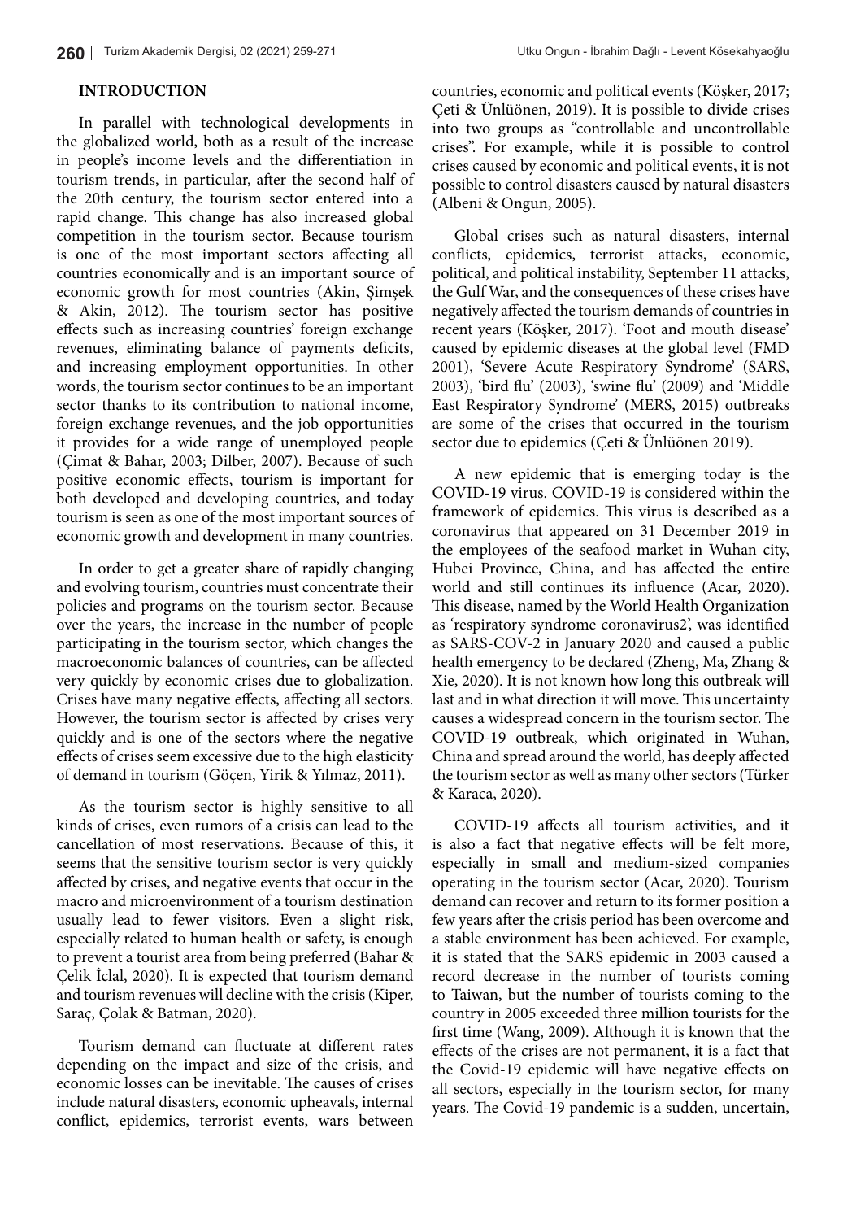## INTRODUCTION

In parallel with technological developments in the globalized world, both as a result of the increase in people's income levels and the differentiation in tourism trends, in particular, after the second half of the 20th century, the tourism sector entered into a rapid change. This change has also increased global competition in the tourism sector. Because tourism is one of the most important sectors affecting all countries economically and is an important source of economic growth for most countries (Akin, Şimşek & Akin, 2012). The tourism sector has positive effects such as increasing countries' foreign exchange revenues, eliminating balance of payments deficits, and increasing employment opportunities. In other words, the tourism sector continues to be an important sector thanks to its contribution to national income, foreign exchange revenues, and the job opportunities it provides for a wide range of unemployed people (Çimat & Bahar, 2003; Dilber, 2007). Because of such positive economic effects, tourism is important for both developed and developing countries, and today tourism is seen as one of the most important sources of economic growth and development in many countries.

In order to get a greater share of rapidly changing and evolving tourism, countries must concentrate their policies and programs on the tourism sector. Because over the years, the increase in the number of people participating in the tourism sector, which changes the macroeconomic balances of countries, can be affected very quickly by economic crises due to globalization. Crises have many negative effects, affecting all sectors. However, the tourism sector is affected by crises very quickly and is one of the sectors where the negative effects of crises seem excessive due to the high elasticity of demand in tourism (Göçen, Yirik & Yılmaz, 2011).

As the tourism sector is highly sensitive to all kinds of crises, even rumors of a crisis can lead to the cancellation of most reservations. Because of this, it seems that the sensitive tourism sector is very quickly affected by crises, and negative events that occur in the macro and microenvironment of a tourism destination usually lead to fewer visitors. Even a slight risk, especially related to human health or safety, is enough to prevent a tourist area from being preferred (Bahar & Çelik İclal, 2020). It is expected that tourism demand and tourism revenues will decline with the crisis (Kiper, Saraç, Çolak & Batman, 2020).

Tourism demand can fluctuate at different rates depending on the impact and size of the crisis, and economic losses can be inevitable. The causes of crises include natural disasters, economic upheavals, internal conflict, epidemics, terrorist events, wars between countries, economic and political events (Köşker, 2017; Çeti & Ünlüönen, 2019). It is possible to divide crises into two groups as "controllable and uncontrollable crises". For example, while it is possible to control crises caused by economic and political events, it is not possible to control disasters caused by natural disasters (Albeni & Ongun, 2005).

Global crises such as natural disasters, internal conflicts, epidemics, terrorist attacks, economic, political, and political instability, September 11 attacks, the Gulf War, and the consequences of these crises have negatively affected the tourism demands of countries in recent years (Köşker, 2017). 'Foot and mouth disease' caused by epidemic diseases at the global level (FMD 2001), 'Severe Acute Respiratory Syndrome' (SARS, 2003), 'bird flu' (2003), 'swine flu' (2009) and 'Middle East Respiratory Syndrome' (MERS, 2015) outbreaks are some of the crises that occurred in the tourism sector due to epidemics (Çeti & Ünlüönen 2019).

A new epidemic that is emerging today is the COVID-19 virus. COVID-19 is considered within the framework of epidemics. This virus is described as a coronavirus that appeared on 31 December 2019 in the employees of the seafood market in Wuhan city, Hubei Province, China, and has affected the entire world and still continues its influence (Acar, 2020). This disease, named by the World Health Organization as 'respiratory syndrome coronavirus2', was identified as SARS-COV-2 in January 2020 and caused a public health emergency to be declared (Zheng, Ma, Zhang & Xie, 2020). It is not known how long this outbreak will last and in what direction it will move. This uncertainty causes a widespread concern in the tourism sector. The COVID-19 outbreak, which originated in Wuhan, China and spread around the world, has deeply affected the tourism sector as well as many other sectors (Türker & Karaca, 2020).

COVID-19 affects all tourism activities, and it is also a fact that negative effects will be felt more, especially in small and medium-sized companies operating in the tourism sector (Acar, 2020). Tourism demand can recover and return to its former position a few years after the crisis period has been overcome and a stable environment has been achieved. For example, it is stated that the SARS epidemic in 2003 caused a record decrease in the number of tourists coming to Taiwan, but the number of tourists coming to the country in 2005 exceeded three million tourists for the first time (Wang, 2009). Although it is known that the effects of the crises are not permanent, it is a fact that the Covid-19 epidemic will have negative effects on all sectors, especially in the tourism sector, for many years. The Covid-19 pandemic is a sudden, uncertain,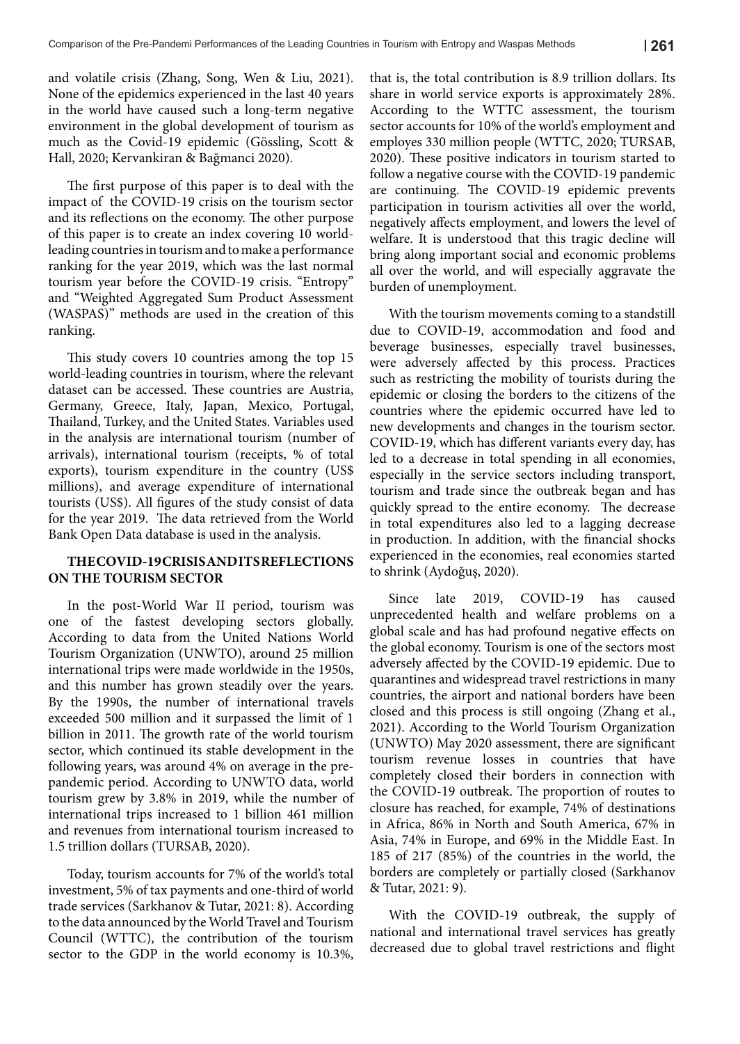and volatile crisis (Zhang, Song, Wen & Liu, 2021). None of the epidemics experienced in the last 40 years in the world have caused such a long-term negative environment in the global development of tourism as much as the Covid-19 epidemic (Gössling, Scott & Hall, 2020; Kervankiran & Bağmanci 2020).

The first purpose of this paper is to deal with the impact of the COVID-19 crisis on the tourism sector and its reflections on the economy. The other purpose of this paper is to create an index covering 10 world-leading countries in tourism and to make a performance ranking for the year 2019, which was the last normal tourism year before the COVID-19 crisis. "Entropy" and "Weighted Aggregated Sum Product Assessment (WASPAS)" methods are used in the creation of this ranking.

This study covers 10 countries among the top 15 world-leading countries in tourism, where the relevant dataset can be accessed. These countries are Austria, Germany, Greece, Italy, Japan, Mexico, Portugal, Thailand, Turkey, and the United States. Variables used in the analysis are international tourism (number of arrivals), international tourism (receipts, % of total exports), tourism expenditure in the country (US$ millions), and average expenditure of international tourists (US$). All figures of the study consist of data for the year 2019. The data retrieved from the World Bank Open Data database is used in the analysis.

## THE COVID-19 CRISIS AND ITS REFLECTIONS ON THE TOURISM SECTOR

In the post-World War II period, tourism was one of the fastest developing sectors globally. According to data from the United Nations World Tourism Organization (UNWTO), around 25 million international trips were made worldwide in the 1950s, and this number has grown steadily over the years. By the 1990s, the number of international travels exceeded 500 million and it surpassed the limit of 1 billion in 2011. The growth rate of the world tourism sector, which continued its stable development in the following years, was around 4% on average in the pre-pandemic period. According to UNWTO data, world tourism grew by 3.8% in 2019, while the number of international trips increased to 1 billion 461 million and revenues from international tourism increased to 1.5 trillion dollars (TURSAB, 2020).

Today, tourism accounts for 7% of the world's total investment, 5% of tax payments and one-third of world trade services (Sarkhanov & Tutar, 2021: 8). According to the data announced by the World Travel and Tourism Council (WTTC), the contribution of the tourism sector to the GDP in the world economy is 10.3%, that is, the total contribution is 8.9 trillion dollars. Its share in world service exports is approximately 28%. According to the WTTC assessment, the tourism sector accounts for 10% of the world's employment and employs 330 million people (WTTC, 2020; TURSAB, 2020). These positive indicators in tourism started to follow a negative course with the COVID-19 pandemic are continuing. The COVID-19 epidemic prevents participation in tourism activities all over the world, negatively affects employment, and lowers the level of welfare. It is understood that this tragic decline will bring along important social and economic problems all over the world, and will especially aggravate the burden of unemployment.

With the tourism movements coming to a standstill due to COVID-19, accommodation and food and beverage businesses, especially travel businesses, were adversely affected by this process. Practices such as restricting the mobility of tourists during the epidemic or closing the borders to the citizens of the countries where the epidemic occurred have led to new developments and changes in the tourism sector. COVID-19, which has different variants every day, has led to a decrease in total spending in all economies, especially in the service sectors including transport, tourism and trade since the outbreak began and has quickly spread to the entire economy. The decrease in total expenditures also led to a lagging decrease in production. In addition, with the financial shocks experienced in the economies, real economies started to shrink (Aydoğuş, 2020).

Since late 2019, COVID-19 has caused unprecedented health and welfare problems on a global scale and has had profound negative effects on the global economy. Tourism is one of the sectors most adversely affected by the COVID-19 epidemic. Due to quarantines and widespread travel restrictions in many countries, the airport and national borders have been closed and this process is still ongoing (Zhang et al., 2021). According to the World Tourism Organization (UNWTO) May 2020 assessment, there are significant tourism revenue losses in countries that have completely closed their borders in connection with the COVID-19 outbreak. The proportion of routes to closure has reached, for example, 74% of destinations in Africa, 86% in North and South America, 67% in Asia, 74% in Europe, and 69% in the Middle East. In 185 of 217 (85%) of the countries in the world, the borders are completely or partially closed (Sarkhanov & Tutar, 2021: 9).

With the COVID-19 outbreak, the supply of national and international travel services has greatly decreased due to global travel restrictions and flight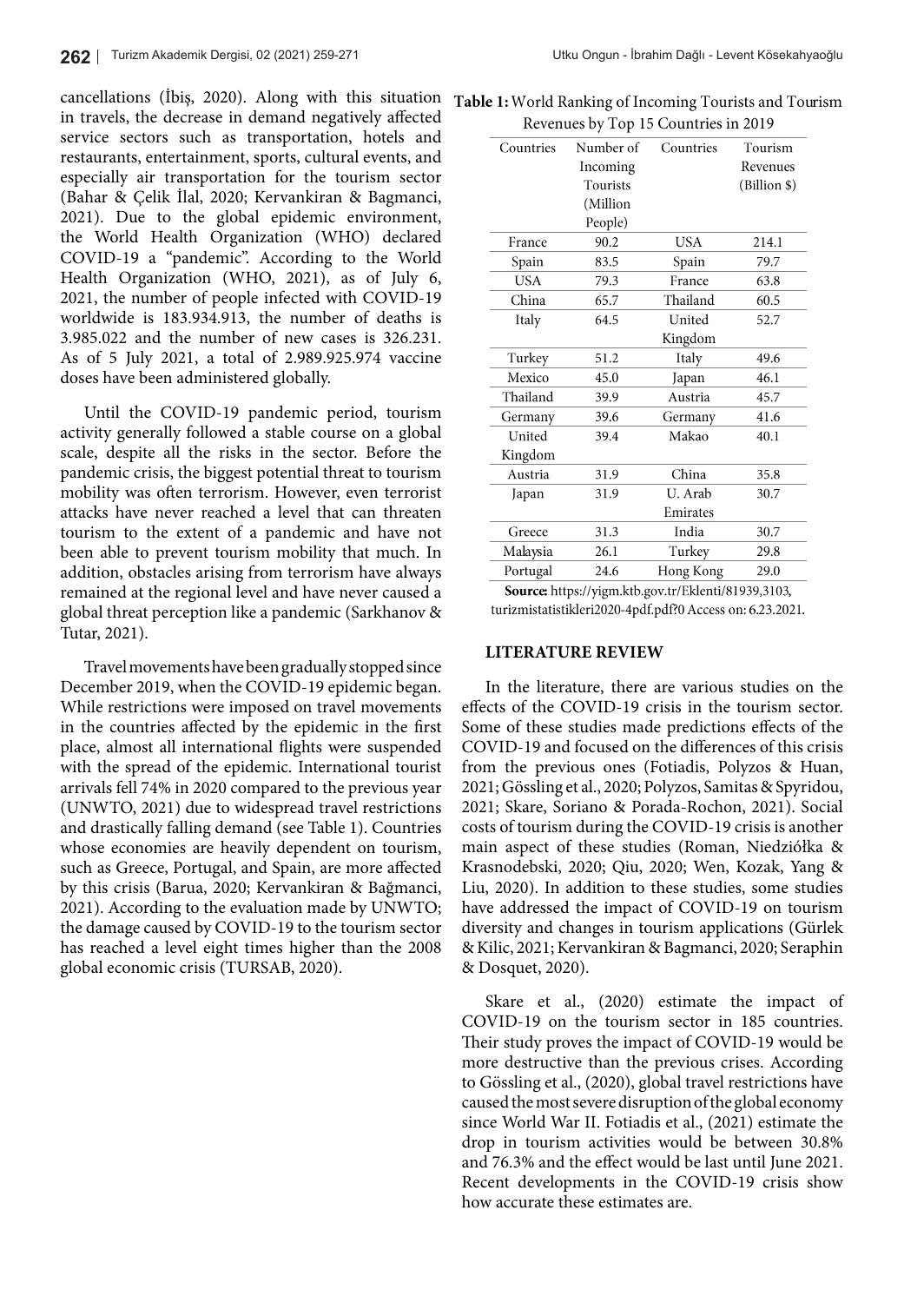cancellations (İbiş, 2020). Along with this situation in travels, the decrease in demand negatively affected service sectors such as transportation, hotels and restaurants, entertainment, sports, cultural events, and especially air transportation for the tourism sector (Bahar & Çelik İlal, 2020; Kervankiran & Bagmanci, 2021). Due to the global epidemic environment, the World Health Organization (WHO) declared COVID-19 a "pandemic". According to the World Health Organization (WHO, 2021), as of July 6, 2021, the number of people infected with COVID-19 worldwide is 183.934.913, the number of deaths is 3.985.022 and the number of new cases is 326.231. As of 5 July 2021, a total of 2.989.925.974 vaccine doses have been administered globally.

Until the COVID-19 pandemic period, tourism activity generally followed a stable course on a global scale, despite all the risks in the sector. Before the pandemic crisis, the biggest potential threat to tourism mobility was often terrorism. However, even terrorist attacks have never reached a level that can threaten tourism to the extent of a pandemic and have not been able to prevent tourism mobility that much. In addition, obstacles arising from terrorism have always remained at the regional level and have never caused a global threat perception like a pandemic (Sarkhanov & Tutar, 2021).

Travel movements have been gradually stopped since December 2019, when the COVID-19 epidemic began. While restrictions were imposed on travel movements in the countries affected by the epidemic in the first place, almost all international flights were suspended with the spread of the epidemic. International tourist arrivals fell 74% in 2020 compared to the previous year (UNWTO, 2021) due to widespread travel restrictions and drastically falling demand (see Table 1). Countries whose economies are heavily dependent on tourism, such as Greece, Portugal, and Spain, are more affected by this crisis (Barua, 2020; Kervankiran & Bağmanci, 2021). According to the evaluation made by UNWTO; the damage caused by COVID-19 to the tourism sector has reached a level eight times higher than the 2008 global economic crisis (TURSAB, 2020).

**Table 1:** World Ranking of Incoming Tourists and Tourism Revenues by Top 15 Countries in 2019

| Countries | Number of Incoming Tourists (Million People) | Countries | Tourism Revenues (Billion $) |
|---|---|---|---|
| France | 90.2 | USA | 214.1 |
| Spain | 83.5 | Spain | 79.7 |
| USA | 79.3 | France | 63.8 |
| China | 65.7 | Thailand | 60.5 |
| Italy | 64.5 | United Kingdom | 52.7 |
| Turkey | 51.2 | Italy | 49.6 |
| Mexico | 45.0 | Japan | 46.1 |
| Thailand | 39.9 | Austria | 45.7 |
| Germany | 39.6 | Germany | 41.6 |
| United Kingdom | 39.4 | Makao | 40.1 |
| Austria | 31.9 | China | 35.8 |
| Japan | 31.9 | U. Arab Emirates | 30.7 |
| Greece | 31.3 | India | 30.7 |
| Malaysia | 26.1 | Turkey | 29.8 |
| Portugal | 24.6 | Hong Kong | 29.0 |

**Source:** https://yigm.ktb.gov.tr/Eklenti/81939,3103,turizmistatistikleri2020-4pdf.pdf?0 Access on: 6.23.2021.

## LITERATURE REVIEW

In the literature, there are various studies on the effects of the COVID-19 crisis in the tourism sector. Some of these studies made predictions effects of the COVID-19 and focused on the differences of this crisis from the previous ones (Fotiadis, Polyzos & Huan, 2021; Gössling et al., 2020; Polyzos, Samitas & Spyridou, 2021; Skare, Soriano & Porada-Rochon, 2021). Social costs of tourism during the COVID-19 crisis is another main aspect of these studies (Roman, Niedziółka & Krasnodebski, 2020; Qiu, 2020; Wen, Kozak, Yang & Liu, 2020). In addition to these studies, some studies have addressed the impact of COVID-19 on tourism diversity and changes in tourism applications (Gürlek & Kilic, 2021; Kervankiran & Bagmanci, 2020; Seraphin & Dosquet, 2020).

Skare et al., (2020) estimate the impact of COVID-19 on the tourism sector in 185 countries. Their study proves the impact of COVID-19 would be more destructive than the previous crises. According to Gössling et al., (2020), global travel restrictions have caused the most severe disruption of the global economy since World War II. Fotiadis et al., (2021) estimate the drop in tourism activities would be between 30.8% and 76.3% and the effect would be last until June 2021. Recent developments in the COVID-19 crisis show how accurate these estimates are.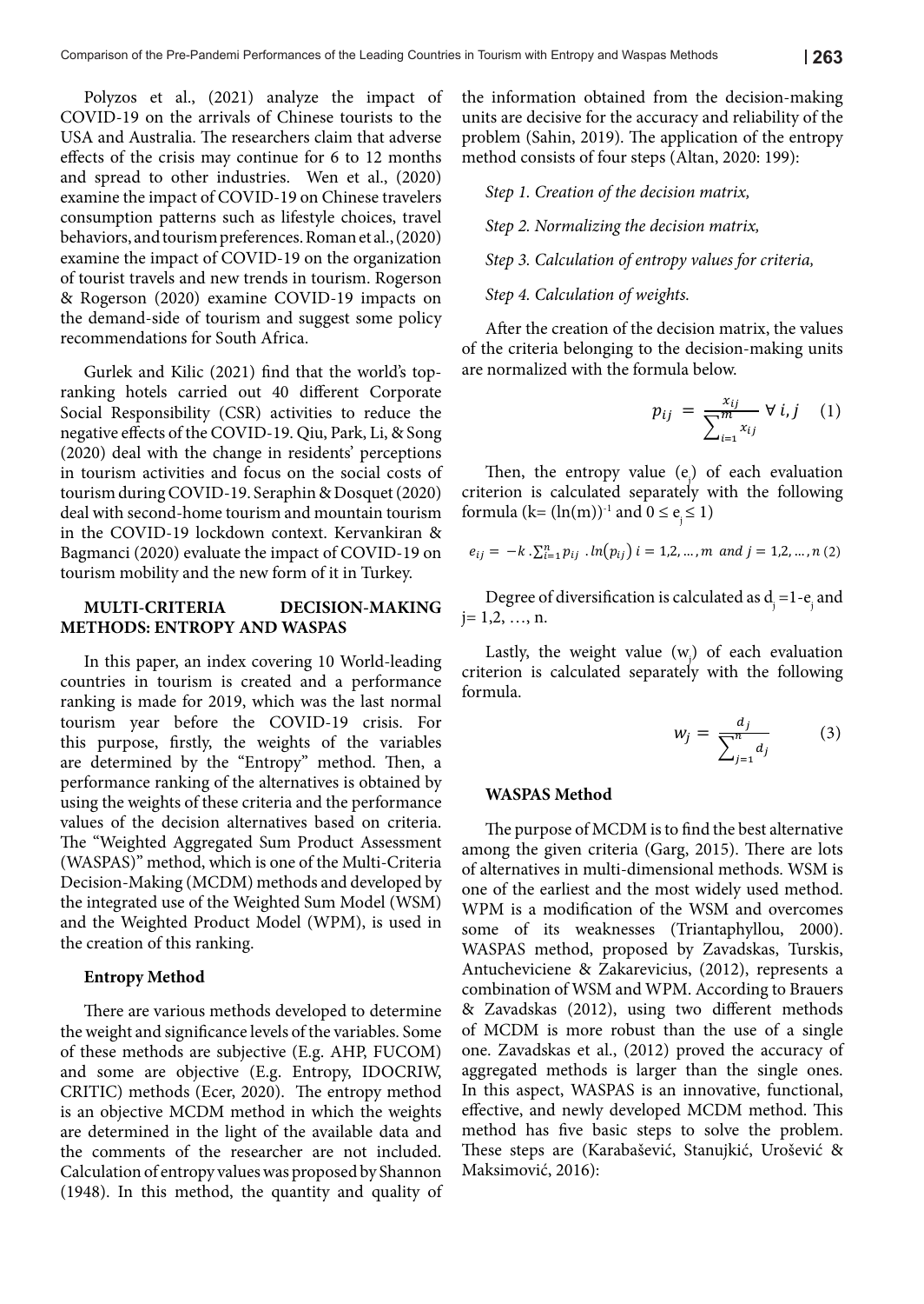Polyzos et al., (2021) analyze the impact of COVID-19 on the arrivals of Chinese tourists to the USA and Australia. The researchers claim that adverse effects of the crisis may continue for 6 to 12 months and spread to other industries. Wen et al., (2020) examine the impact of COVID-19 on Chinese travelers consumption patterns such as lifestyle choices, travel behaviors, and tourism preferences. Roman et al., (2020) examine the impact of COVID-19 on the organization of tourist travels and new trends in tourism. Rogerson & Rogerson (2020) examine COVID-19 impacts on the demand-side of tourism and suggest some policy recommendations for South Africa.

Gurlek and Kilic (2021) find that the world's top-ranking hotels carried out 40 different Corporate Social Responsibility (CSR) activities to reduce the negative effects of the COVID-19. Qiu, Park, Li, & Song (2020) deal with the change in residents' perceptions in tourism activities and focus on the social costs of tourism during COVID-19. Seraphin & Dosquet (2020) deal with second-home tourism and mountain tourism in the COVID-19 lockdown context. Kervankiran & Bagmanci (2020) evaluate the impact of COVID-19 on tourism mobility and the new form of it in Turkey.

## MULTI-CRITERIA DECISION-MAKING METHODS: ENTROPY AND WASPAS

In this paper, an index covering 10 World-leading countries in tourism is created and a performance ranking is made for 2019, which was the last normal tourism year before the COVID-19 crisis. For this purpose, firstly, the weights of the variables are determined by the "Entropy" method. Then, a performance ranking of the alternatives is obtained by using the weights of these criteria and the performance values of the decision alternatives based on criteria. The "Weighted Aggregated Sum Product Assessment (WASPAS)" method, which is one of the Multi-Criteria Decision-Making (MCDM) methods and developed by the integrated use of the Weighted Sum Model (WSM) and the Weighted Product Model (WPM), is used in the creation of this ranking.

### Entropy Method

There are various methods developed to determine the weight and significance levels of the variables. Some of these methods are subjective (E.g. AHP, FUCOM) and some are objective (E.g. Entropy, IDOCRIW, CRITIC) methods (Ecer, 2020). The entropy method is an objective MCDM method in which the weights are determined in the light of the available data and the comments of the researcher are not included. Calculation of entropy values was proposed by Shannon (1948). In this method, the quantity and quality of the information obtained from the decision-making units are decisive for the accuracy and reliability of the problem (Sahin, 2019). The application of the entropy method consists of four steps (Altan, 2020: 199):

*Step 1. Creation of the decision matrix,*

*Step 2. Normalizing the decision matrix,*

*Step 3. Calculation of entropy values for criteria,*

*Step 4. Calculation of weights.*

After the creation of the decision matrix, the values of the criteria belonging to the decision-making units are normalized with the formula below.

$$p_{ij} = \frac{x_{ij}}{\sum_{i=1}^{m} x_{ij}} \;\forall\, i, j \quad (1)$$

Then, the entropy value ($e_j$) of each evaluation criterion is calculated separately with the following formula ($k = (\ln(m))^{-1}$ and $0 \leq e_j \leq 1$)

$$e_{ij} = -k \,.\sum_{i=1}^{n} p_{ij} \,.\ln(p_{ij}) \; i = 1,2,\ldots,m \;\; and \;\; j = 1,2,\ldots,n \;(2)$$

Degree of diversification is calculated as $d_j = 1 - e_j$ and $j = 1,2, \ldots, n$.

Lastly, the weight value ($w_j$) of each evaluation criterion is calculated separately with the following formula.

$$w_j = \frac{d_j}{\sum_{j=1}^{n} d_j} \quad (3)$$

### WASPAS Method

The purpose of MCDM is to find the best alternative among the given criteria (Garg, 2015). There are lots of alternatives in multi-dimensional methods. WSM is one of the earliest and the most widely used method. WPM is a modification of the WSM and overcomes some of its weaknesses (Triantaphyllou, 2000). WASPAS method, proposed by Zavadskas, Turskis, Antucheviciene & Zakarevicius, (2012), represents a combination of WSM and WPM. According to Brauers & Zavadskas (2012), using two different methods of MCDM is more robust than the use of a single one. Zavadskas et al., (2012) proved the accuracy of aggregated methods is larger than the single ones. In this aspect, WASPAS is an innovative, functional, effective, and newly developed MCDM method. This method has five basic steps to solve the problem. These steps are (Karabašević, Stanujkić, Urošević & Maksimović, 2016):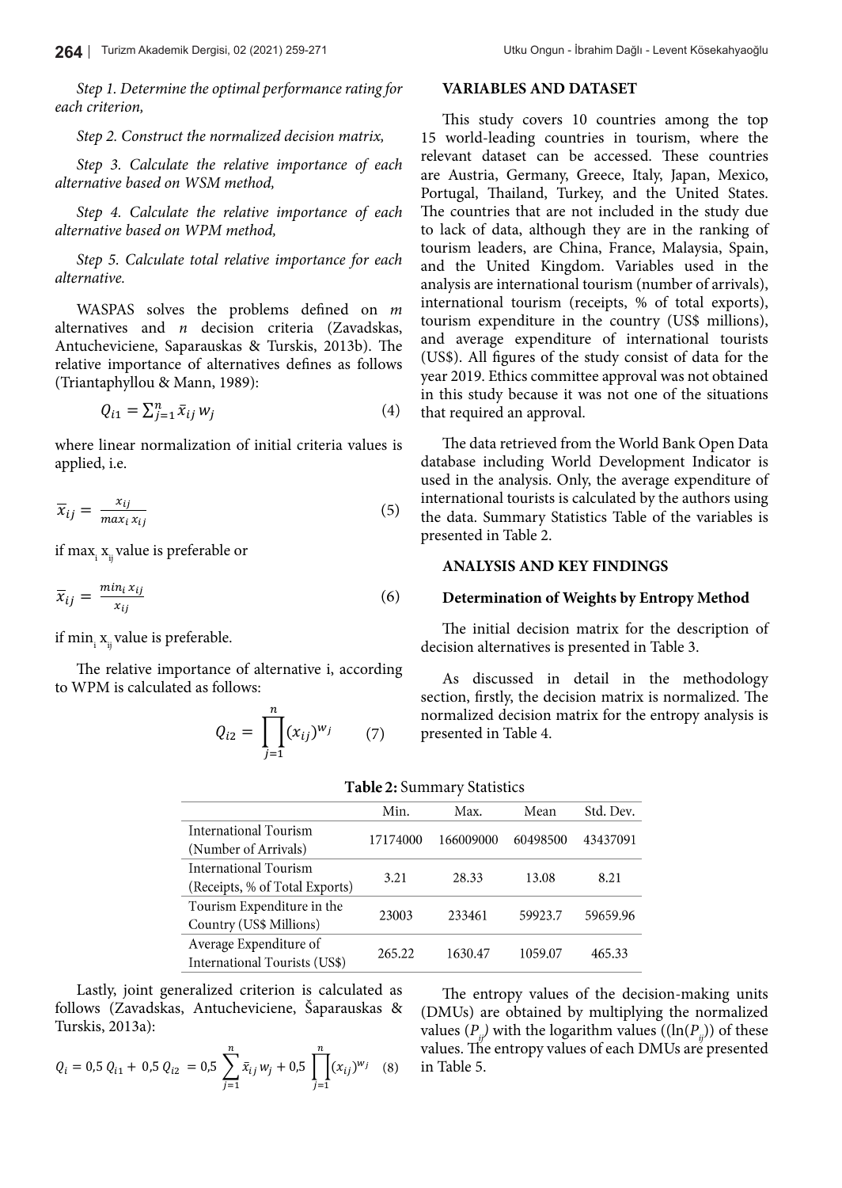*Step 1. Determine the optimal performance rating for each criterion,*

*Step 2. Construct the normalized decision matrix,*

*Step 3. Calculate the relative importance of each alternative based on WSM method,*

*Step 4. Calculate the relative importance of each alternative based on WPM method,*

*Step 5. Calculate total relative importance for each alternative.*

WASPAS solves the problems defined on $m$ alternatives and $n$ decision criteria (Zavadskas, Antucheviciene, Saparauskas & Turskis, 2013b). The relative importance of alternatives defines as follows (Triantaphyllou & Mann, 1989):

$$Q_{i1} = \sum_{j=1}^{n} \bar{x}_{ij}\, w_j \tag{4}$$

where linear normalization of initial criteria values is applied, i.e.

$$\bar{x}_{ij} = \frac{x_{ij}}{max_i\, x_{ij}} \tag{5}$$

if $\max_i x_{ij}$ value is preferable or

$$\bar{x}_{ij} = \frac{min_i\, x_{ij}}{x_{ij}} \tag{6}$$

if $\min_i x_{ij}$ value is preferable.

The relative importance of alternative i, according to WPM is calculated as follows:

$$Q_{i2} = \prod_{j=1}^{n} (x_{ij})^{w_j} \tag{7}$$

Lastly, joint generalized criterion is calculated as follows (Zavadskas, Antucheviciene, Šaparauskas & Turskis, 2013a):

$$Q_i = 0{,}5\, Q_{i1} + 0{,}5\, Q_{i2} = 0{,}5 \sum_{j=1}^{n} \bar{x}_{ij} w_j + 0{,}5 \prod_{j=1}^{n} (x_{ij})^{w_j} \tag{8}$$

## VARIABLES AND DATASET

This study covers 10 countries among the top 15 world-leading countries in tourism, where the relevant dataset can be accessed. These countries are Austria, Germany, Greece, Italy, Japan, Mexico, Portugal, Thailand, Turkey, and the United States. The countries that are not included in the study due to lack of data, although they are in the ranking of tourism leaders, are China, France, Malaysia, Spain, and the United Kingdom. Variables used in the analysis are international tourism (number of arrivals), international tourism (receipts, % of total exports), tourism expenditure in the country (US$ millions), and average expenditure of international tourists (US$). All figures of the study consist of data for the year 2019. Ethics committee approval was not obtained in this study because it was not one of the situations that required an approval.

The data retrieved from the World Bank Open Data database including World Development Indicator is used in the analysis. Only, the average expenditure of international tourists is calculated by the authors using the data. Summary Statistics Table of the variables is presented in Table 2.

**Table 2:** Summary Statistics

| | Min. | Max. | Mean | Std. Dev. |
|---|---|---|---|---|
| International Tourism (Number of Arrivals) | 17174000 | 166009000 | 60498500 | 43437091 |
| International Tourism (Receipts, % of Total Exports) | 3.21 | 28.33 | 13.08 | 8.21 |
| Tourism Expenditure in the Country (US$ Millions) | 23003 | 233461 | 59923.7 | 59659.96 |
| Average Expenditure of International Tourists (US$) | 265.22 | 1630.47 | 1059.07 | 465.33 |

## ANALYSIS AND KEY FINDINGS

### Determination of Weights by Entropy Method

The initial decision matrix for the description of decision alternatives is presented in Table 3.

As discussed in detail in the methodology section, firstly, the decision matrix is normalized. The normalized decision matrix for the entropy analysis is presented in Table 4.

The entropy values of the decision-making units (DMUs) are obtained by multiplying the normalized values ($P_{ij}$) with the logarithm values ($(\ln(P_{ij}))$) of these values. The entropy values of each DMUs are presented in Table 5.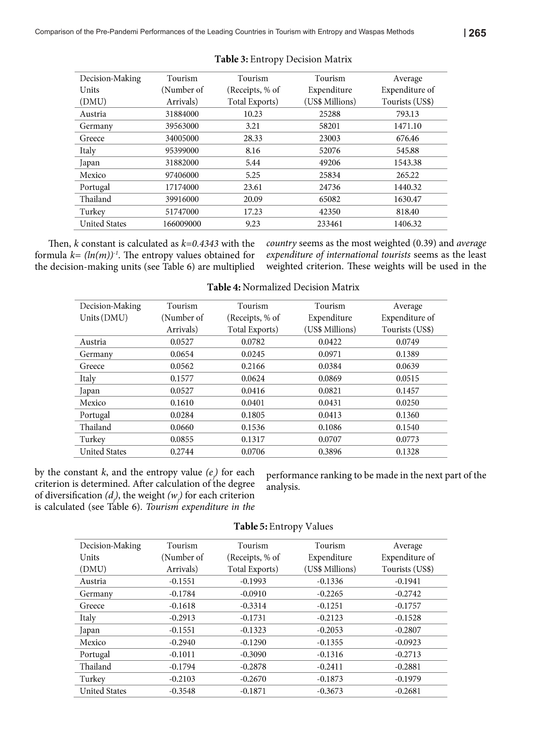**Table 3:** Entropy Decision Matrix

| Decision-Making Units (DMU) | Tourism (Number of Arrivals) | Tourism (Receipts, % of Total Exports) | Tourism Expenditure (US$ Millions) | Average Expenditure of Tourists (US$) |
|---|---|---|---|---|
| Austria | 31884000 | 10.23 | 25288 | 793.13 |
| Germany | 39563000 | 3.21 | 58201 | 1471.10 |
| Greece | 34005000 | 28.33 | 23003 | 676.46 |
| Italy | 95399000 | 8.16 | 52076 | 545.88 |
| Japan | 31882000 | 5.44 | 49206 | 1543.38 |
| Mexico | 97406000 | 5.25 | 25834 | 265.22 |
| Portugal | 17174000 | 23.61 | 24736 | 1440.32 |
| Thailand | 39916000 | 20.09 | 65082 | 1630.47 |
| Turkey | 51747000 | 17.23 | 42350 | 818.40 |
| United States | 166009000 | 9.23 | 233461 | 1406.32 |

Then, $k$ constant is calculated as $k=0.4343$ with the formula $k=(ln(m))^{-1}$. The entropy values obtained for the decision-making units (see Table 6) are multiplied by the constant $k$, and the entropy value $(e_j)$ for each criterion is determined. After calculation of the degree of diversification $(d_j)$, the weight $(w_j)$ for each criterion is calculated (see Table 6). *Tourism expenditure in the country* seems as the most weighted (0.39) and *average expenditure of international tourists* seems as the least weighted criterion. These weights will be used in the performance ranking to be made in the next part of the analysis.

**Table 4:** Normalized Decision Matrix

| Decision-Making Units (DMU) | Tourism (Number of Arrivals) | Tourism (Receipts, % of Total Exports) | Tourism Expenditure (US$ Millions) | Average Expenditure of Tourists (US$) |
|---|---|---|---|---|
| Austria | 0.0527 | 0.0782 | 0.0422 | 0.0749 |
| Germany | 0.0654 | 0.0245 | 0.0971 | 0.1389 |
| Greece | 0.0562 | 0.2166 | 0.0384 | 0.0639 |
| Italy | 0.1577 | 0.0624 | 0.0869 | 0.0515 |
| Japan | 0.0527 | 0.0416 | 0.0821 | 0.1457 |
| Mexico | 0.1610 | 0.0401 | 0.0431 | 0.0250 |
| Portugal | 0.0284 | 0.1805 | 0.0413 | 0.1360 |
| Thailand | 0.0660 | 0.1536 | 0.1086 | 0.1540 |
| Turkey | 0.0855 | 0.1317 | 0.0707 | 0.0773 |
| United States | 0.2744 | 0.0706 | 0.3896 | 0.1328 |

**Table 5:** Entropy Values

| Decision-Making Units (DMU) | Tourism (Number of Arrivals) | Tourism (Receipts, % of Total Exports) | Tourism Expenditure (US$ Millions) | Average Expenditure of Tourists (US$) |
|---|---|---|---|---|
| Austria | -0.1551 | -0.1993 | -0.1336 | -0.1941 |
| Germany | -0.1784 | -0.0910 | -0.2265 | -0.2742 |
| Greece | -0.1618 | -0.3314 | -0.1251 | -0.1757 |
| Italy | -0.2913 | -0.1731 | -0.2123 | -0.1528 |
| Japan | -0.1551 | -0.1323 | -0.2053 | -0.2807 |
| Mexico | -0.2940 | -0.1290 | -0.1355 | -0.0923 |
| Portugal | -0.1011 | -0.3090 | -0.1316 | -0.2713 |
| Thailand | -0.1794 | -0.2878 | -0.2411 | -0.2881 |
| Turkey | -0.2103 | -0.2670 | -0.1873 | -0.1979 |
| United States | -0.3548 | -0.1871 | -0.3673 | -0.2681 |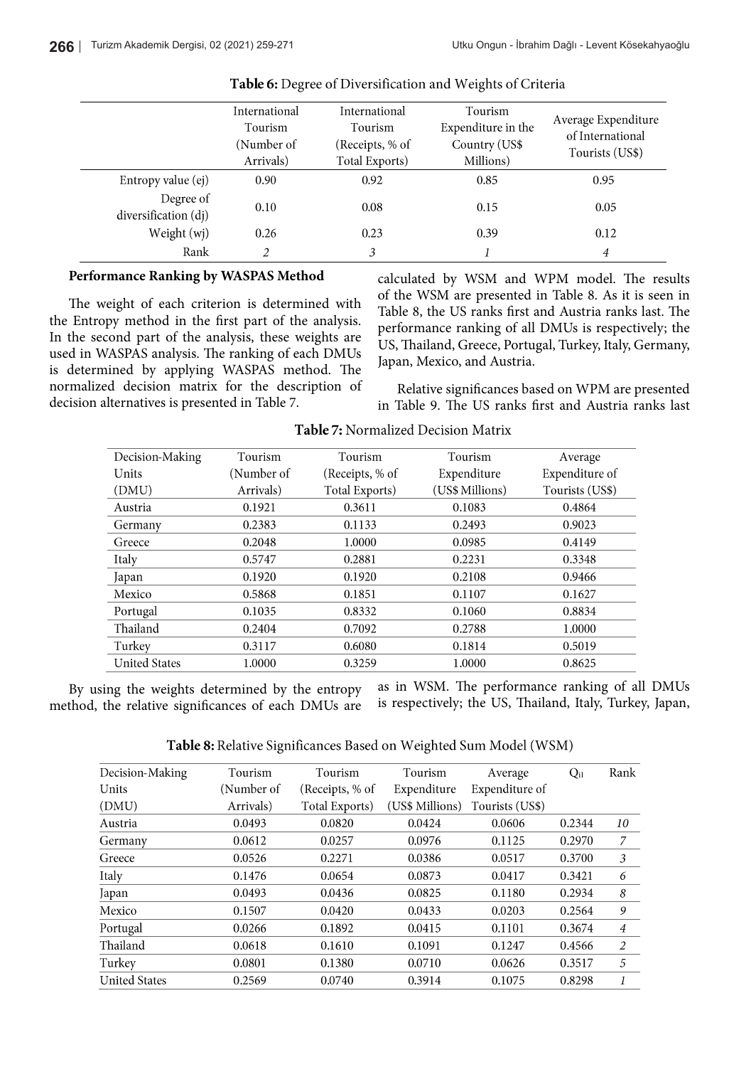**Table 6:** Degree of Diversification and Weights of Criteria

| | International Tourism (Number of Arrivals) | International Tourism (Receipts, % of Total Exports) | Tourism Expenditure in the Country (US$ Millions) | Average Expenditure of International Tourists (US$) |
|---|---|---|---|---|
| Entropy value (ej) | 0.90 | 0.92 | 0.85 | 0.95 |
| Degree of diversification (dj) | 0.10 | 0.08 | 0.15 | 0.05 |
| Weight (wj) | 0.26 | 0.23 | 0.39 | 0.12 |
| Rank | *2* | *3* | *1* | *4* |

**Performance Ranking by WASPAS Method**

The weight of each criterion is determined with the Entropy method in the first part of the analysis. In the second part of the analysis, these weights are used in WASPAS analysis. The ranking of each DMUs is determined by applying WASPAS method. The normalized decision matrix for the description of decision alternatives is presented in Table 7.

**Table 7:** Normalized Decision Matrix

| Decision-Making Units (DMU) | Tourism (Number of Arrivals) | Tourism (Receipts, % of Total Exports) | Tourism Expenditure (US$ Millions) | Average Expenditure of Tourists (US$) |
|---|---|---|---|---|
| Austria | 0.1921 | 0.3611 | 0.1083 | 0.4864 |
| Germany | 0.2383 | 0.1133 | 0.2493 | 0.9023 |
| Greece | 0.2048 | 1.0000 | 0.0985 | 0.4149 |
| Italy | 0.5747 | 0.2881 | 0.2231 | 0.3348 |
| Japan | 0.1920 | 0.1920 | 0.2108 | 0.9466 |
| Mexico | 0.5868 | 0.1851 | 0.1107 | 0.1627 |
| Portugal | 0.1035 | 0.8332 | 0.1060 | 0.8834 |
| Thailand | 0.2404 | 0.7092 | 0.2788 | 1.0000 |
| Turkey | 0.3117 | 0.6080 | 0.1814 | 0.5019 |
| United States | 1.0000 | 0.3259 | 1.0000 | 0.8625 |

By using the weights determined by the entropy method, the relative significances of each DMUs are calculated by WSM and WPM model. The results of the WSM are presented in Table 8. As it is seen in Table 8, the US ranks first and Austria ranks last. The performance ranking of all DMUs is respectively; the US, Thailand, Greece, Portugal, Turkey, Italy, Germany, Japan, Mexico, and Austria.

Relative significances based on WPM are presented in Table 9. The US ranks first and Austria ranks last as in WSM. The performance ranking of all DMUs is respectively; the US, Thailand, Italy, Turkey, Japan,

**Table 8:** Relative Significances Based on Weighted Sum Model (WSM)

| Decision-Making Units (DMU) | Tourism (Number of Arrivals) | Tourism (Receipts, % of Total Exports) | Tourism Expenditure (US$ Millions) | Average Expenditure of Tourists (US$) | $Q_{i1}$ | Rank |
|---|---|---|---|---|---|---|
| Austria | 0.0493 | 0.0820 | 0.0424 | 0.0606 | 0.2344 | *10* |
| Germany | 0.0612 | 0.0257 | 0.0976 | 0.1125 | 0.2970 | *7* |
| Greece | 0.0526 | 0.2271 | 0.0386 | 0.0517 | 0.3700 | *3* |
| Italy | 0.1476 | 0.0654 | 0.0873 | 0.0417 | 0.3421 | *6* |
| Japan | 0.0493 | 0.0436 | 0.0825 | 0.1180 | 0.2934 | *8* |
| Mexico | 0.1507 | 0.0420 | 0.0433 | 0.0203 | 0.2564 | *9* |
| Portugal | 0.0266 | 0.1892 | 0.0415 | 0.1101 | 0.3674 | *4* |
| Thailand | 0.0618 | 0.1610 | 0.1091 | 0.1247 | 0.4566 | *2* |
| Turkey | 0.0801 | 0.1380 | 0.0710 | 0.0626 | 0.3517 | *5* |
| United States | 0.2569 | 0.0740 | 0.3914 | 0.1075 | 0.8298 | *1* |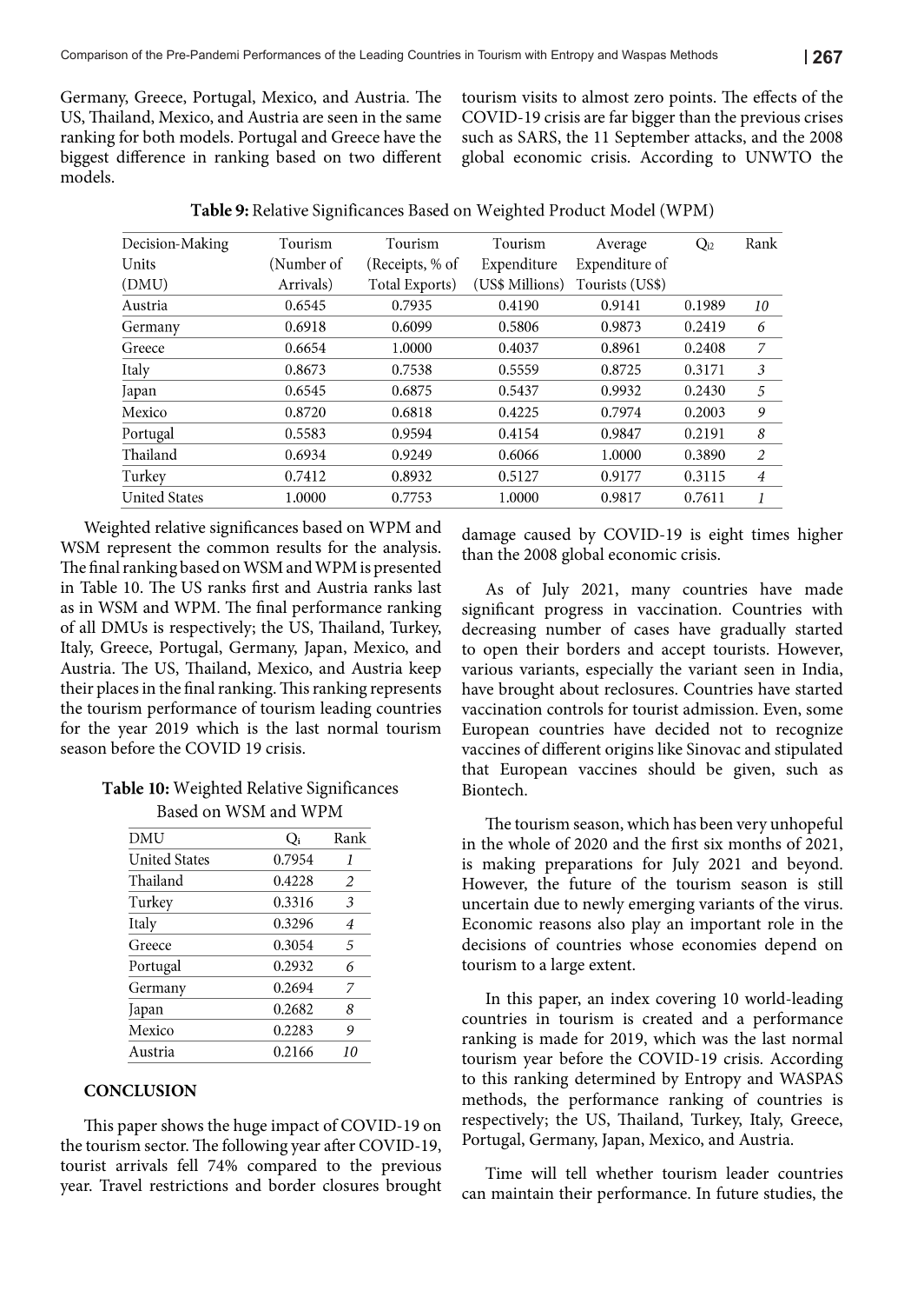Germany, Greece, Portugal, Mexico, and Austria. The US, Thailand, Mexico, and Austria are seen in the same ranking for both models. Portugal and Greece have the biggest difference in ranking based on two different models.

**Table 9:** Relative Significances Based on Weighted Product Model (WPM)

| Decision-Making Units (DMU) | Tourism (Number of Arrivals) | Tourism (Receipts, % of Total Exports) | Tourism Expenditure (US$ Millions) | Average Expenditure of Tourists (US$) | $Q_{i2}$ | Rank |
|---|---|---|---|---|---|---|
| Austria | 0.6545 | 0.7935 | 0.4190 | 0.9141 | 0.1989 | *10* |
| Germany | 0.6918 | 0.6099 | 0.5806 | 0.9873 | 0.2419 | *6* |
| Greece | 0.6654 | 1.0000 | 0.4037 | 0.8961 | 0.2408 | *7* |
| Italy | 0.8673 | 0.7538 | 0.5559 | 0.8725 | 0.3171 | *3* |
| Japan | 0.6545 | 0.6875 | 0.5437 | 0.9932 | 0.2430 | *5* |
| Mexico | 0.8720 | 0.6818 | 0.4225 | 0.7974 | 0.2003 | *9* |
| Portugal | 0.5583 | 0.9594 | 0.4154 | 0.9847 | 0.2191 | *8* |
| Thailand | 0.6934 | 0.9249 | 0.6066 | 1.0000 | 0.3890 | *2* |
| Turkey | 0.7412 | 0.8932 | 0.5127 | 0.9177 | 0.3115 | *4* |
| United States | 1.0000 | 0.7753 | 1.0000 | 0.9817 | 0.7611 | *1* |

Weighted relative significances based on WPM and WSM represent the common results for the analysis. The final ranking based on WSM and WPM is presented in Table 10. The US ranks first and Austria ranks last as in WSM and WPM. The final performance ranking of all DMUs is respectively; the US, Thailand, Turkey, Italy, Greece, Portugal, Germany, Japan, Mexico, and Austria. The US, Thailand, Mexico, and Austria keep their places in the final ranking. This ranking represents the tourism performance of tourism leading countries for the year 2019 which is the last normal tourism season before the COVID 19 crisis.

**Table 10:** Weighted Relative Significances Based on WSM and WPM

| DMU | $Q_i$ | Rank |
|---|---|---|
| United States | 0.7954 | *1* |
| Thailand | 0.4228 | *2* |
| Turkey | 0.3316 | *3* |
| Italy | 0.3296 | *4* |
| Greece | 0.3054 | *5* |
| Portugal | 0.2932 | *6* |
| Germany | 0.2694 | *7* |
| Japan | 0.2682 | *8* |
| Mexico | 0.2283 | *9* |
| Austria | 0.2166 | *10* |

## CONCLUSION

This paper shows the huge impact of COVID-19 on the tourism sector. The following year after COVID-19, tourist arrivals fell 74% compared to the previous year. Travel restrictions and border closures brought tourism visits to almost zero points. The effects of the COVID-19 crisis are far bigger than the previous crises such as SARS, the 11 September attacks, and the 2008 global economic crisis. According to UNWTO the damage caused by COVID-19 is eight times higher than the 2008 global economic crisis.

As of July 2021, many countries have made significant progress in vaccination. Countries with decreasing number of cases have gradually started to open their borders and accept tourists. However, various variants, especially the variant seen in India, have brought about reclosures. Countries have started vaccination controls for tourist admission. Even, some European countries have decided not to recognize vaccines of different origins like Sinovac and stipulated that European vaccines should be given, such as Biontech.

The tourism season, which has been very unhopeful in the whole of 2020 and the first six months of 2021, is making preparations for July 2021 and beyond. However, the future of the tourism season is still uncertain due to newly emerging variants of the virus. Economic reasons also play an important role in the decisions of countries whose economies depend on tourism to a large extent.

In this paper, an index covering 10 world-leading countries in tourism is created and a performance ranking is made for 2019, which was the last normal tourism year before the COVID-19 crisis. According to this ranking determined by Entropy and WASPAS methods, the performance ranking of countries is respectively; the US, Thailand, Turkey, Italy, Greece, Portugal, Germany, Japan, Mexico, and Austria.

Time will tell whether tourism leader countries can maintain their performance. In future studies, the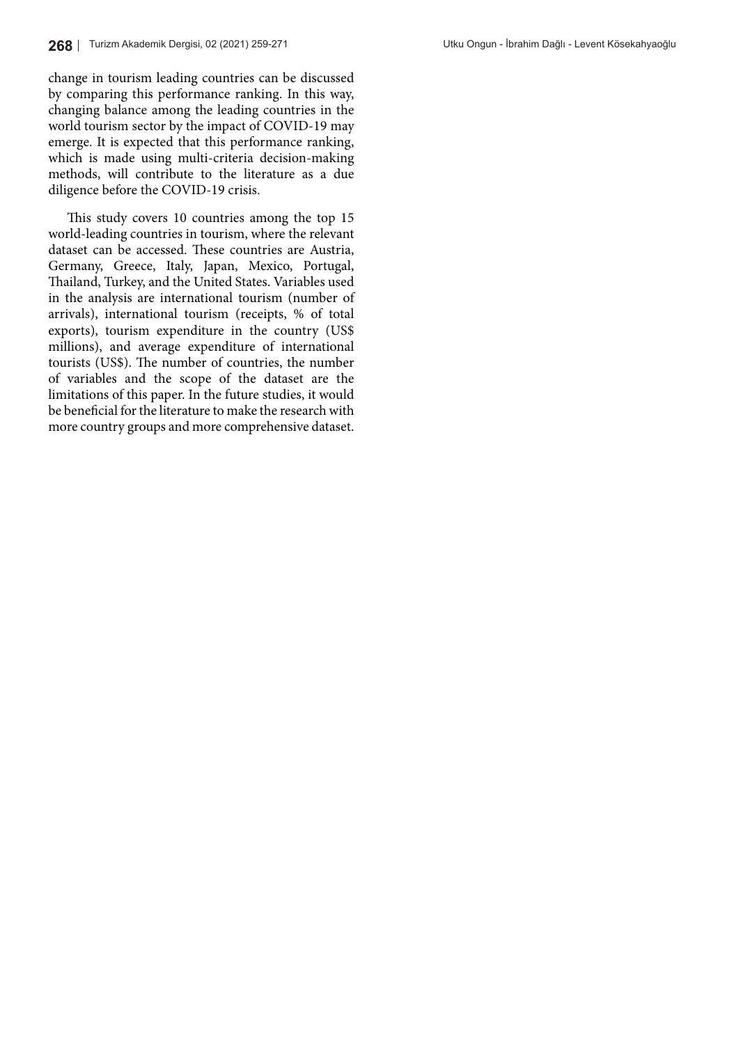change in tourism leading countries can be discussed by comparing this performance ranking. In this way, changing balance among the leading countries in the world tourism sector by the impact of COVID-19 may emerge. It is expected that this performance ranking, which is made using multi-criteria decision-making methods, will contribute to the literature as a due diligence before the COVID-19 crisis.

This study covers 10 countries among the top 15 world-leading countries in tourism, where the relevant dataset can be accessed. These countries are Austria, Germany, Greece, Italy, Japan, Mexico, Portugal, Thailand, Turkey, and the United States. Variables used in the analysis are international tourism (number of arrivals), international tourism (receipts, % of total exports), tourism expenditure in the country (US$ millions), and average expenditure of international tourists (US$). The number of countries, the number of variables and the scope of the dataset are the limitations of this paper. In the future studies, it would be beneficial for the literature to make the research with more country groups and more comprehensive dataset.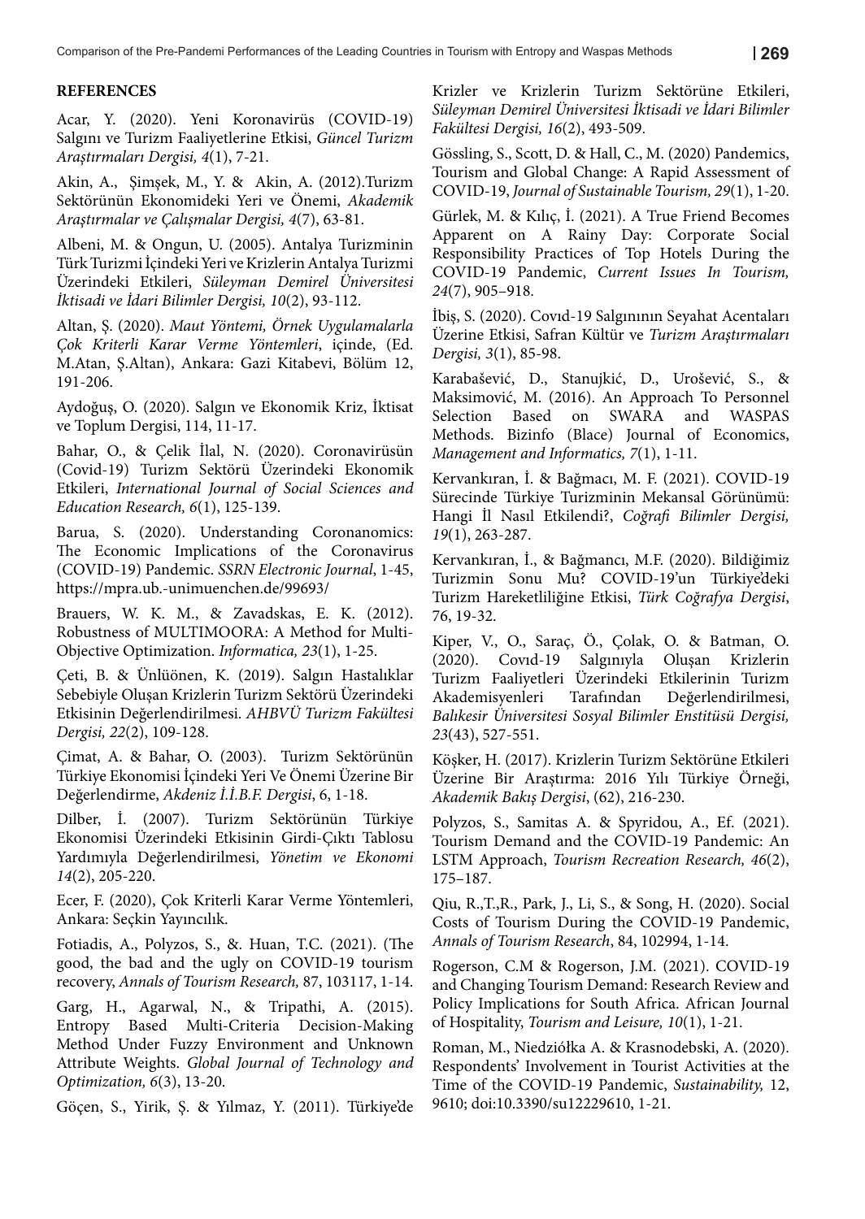## REFERENCES

Acar, Y. (2020). Yeni Koronavirüs (COVID-19) Salgını ve Turizm Faaliyetlerine Etkisi, *Güncel Turizm Araştırmaları Dergisi, 4*(1), 7-21.

Akin, A., Şimşek, M., Y. & Akin, A. (2012).Turizm Sektörünün Ekonomideki Yeri ve Önemi, *Akademik Araştırmalar ve Çalışmalar Dergisi, 4*(7), 63-81.

Albeni, M. & Ongun, U. (2005). Antalya Turizminin Türk Turizmi İçindeki Yeri ve Krizlerin Antalya Turizmi Üzerindeki Etkileri, *Süleyman Demirel Üniversitesi İktisadi ve İdari Bilimler Dergisi, 10*(2), 93-112.

Altan, Ş. (2020). *Maut Yöntemi, Örnek Uygulamalarla Çok Kriterli Karar Verme Yöntemleri*, içinde, (Ed. M.Atan, Ş.Altan), Ankara: Gazi Kitabevi, Bölüm 12, 191-206.

Aydoğuş, O. (2020). Salgın ve Ekonomik Kriz, İktisat ve Toplum Dergisi, 114, 11-17.

Bahar, O., & Çelik İlal, N. (2020). Coronavirüsün (Covid-19) Turizm Sektörü Üzerindeki Ekonomik Etkileri, *International Journal of Social Sciences and Education Research, 6*(1), 125-139.

Barua, S. (2020). Understanding Coronanomics: The Economic Implications of the Coronavirus (COVID-19) Pandemic. *SSRN Electronic Journal*, 1-45, https://mpra.ub.-unimuenchen.de/99693/

Brauers, W. K. M., & Zavadskas, E. K. (2012). Robustness of MULTIMOORA: A Method for Multi-Objective Optimization. *Informatica, 23*(1), 1-25.

Çeti, B. & Ünlüönen, K. (2019). Salgın Hastalıklar Sebebiyle Oluşan Krizlerin Turizm Sektörü Üzerindeki Etkisinin Değerlendirilmesi. *AHBVÜ Turizm Fakültesi Dergisi, 22*(2), 109-128.

Çimat, A. & Bahar, O. (2003). Turizm Sektörünün Türkiye Ekonomisi İçindeki Yeri Ve Önemi Üzerine Bir Değerlendirme, *Akdeniz İ.İ.B.F. Dergisi*, 6, 1-18.

Dilber, İ. (2007). Turizm Sektörünün Türkiye Ekonomisi Üzerindeki Etkisinin Girdi-Çıktı Tablosu Yardımıyla Değerlendirilmesi, *Yönetim ve Ekonomi 14*(2), 205-220.

Ecer, F. (2020), Çok Kriterli Karar Verme Yöntemleri, Ankara: Seçkin Yayıncılık.

Fotiadis, A., Polyzos, S., &. Huan, T.C. (2021). (The good, the bad and the ugly on COVID-19 tourism recovery, *Annals of Tourism Research,* 87, 103117, 1-14.

Garg, H., Agarwal, N., & Tripathi, A. (2015). Entropy Based Multi-Criteria Decision-Making Method Under Fuzzy Environment and Unknown Attribute Weights. *Global Journal of Technology and Optimization, 6*(3), 13-20.

Göçen, S., Yirik, Ş. & Yılmaz, Y. (2011). Türkiye'de Krizler ve Krizlerin Turizm Sektörüne Etkileri, *Süleyman Demirel Üniversitesi İktisadi ve İdari Bilimler Fakültesi Dergisi, 16*(2), 493-509.

Gössling, S., Scott, D. & Hall, C., M. (2020) Pandemics, Tourism and Global Change: A Rapid Assessment of COVID-19, *Journal of Sustainable Tourism, 29*(1), 1-20.

Gürlek, M. & Kılıç, İ. (2021). A True Friend Becomes Apparent on A Rainy Day: Corporate Social Responsibility Practices of Top Hotels During the COVID-19 Pandemic, *Current Issues In Tourism, 24*(7), 905–918.

İbiş, S. (2020). Covıd-19 Salgınının Seyahat Acentaları Üzerine Etkisi, Safran Kültür ve *Turizm Araştırmaları Dergisi, 3*(1), 85-98.

Karabašević, D., Stanujkić, D., Urošević, S., & Maksimović, M. (2016). An Approach To Personnel Selection Based on SWARA and WASPAS Methods. Bizinfo (Blace) Journal of Economics, *Management and Informatics, 7*(1), 1-11.

Kervankıran, İ. & Bağmacı, M. F. (2021). COVID-19 Sürecinde Türkiye Turizminin Mekansal Görünümü: Hangi İl Nasıl Etkilendi?, *Coğrafi Bilimler Dergisi, 19*(1), 263-287.

Kervankıran, İ., & Bağmancı, M.F. (2020). Bildiğimiz Turizmin Sonu Mu? COVID-19'un Türkiye'deki Turizm Hareketliliğine Etkisi, *Türk Coğrafya Dergisi*, 76, 19-32.

Kiper, V., O., Saraç, Ö., Çolak, O. & Batman, O. (2020). Covıd-19 Salgınıyla Oluşan Krizlerin Turizm Faaliyetleri Üzerindeki Etkilerinin Turizm Akademisyenleri Tarafından Değerlendirilmesi, *Balıkesir Üniversitesi Sosyal Bilimler Enstitüsü Dergisi, 23*(43), 527-551.

Köşker, H. (2017). Krizlerin Turizm Sektörüne Etkileri Üzerine Bir Araştırma: 2016 Yılı Türkiye Örneği, *Akademik Bakış Dergisi*, (62), 216-230.

Polyzos, S., Samitas A. & Spyridou, A., Ef. (2021). Tourism Demand and the COVID-19 Pandemic: An LSTM Approach, *Tourism Recreation Research, 46*(2), 175–187.

Qiu, R.,T.,R., Park, J., Li, S., & Song, H. (2020). Social Costs of Tourism During the COVID-19 Pandemic, *Annals of Tourism Research*, 84, 102994, 1-14.

Rogerson, C.M & Rogerson, J.M. (2021). COVID-19 and Changing Tourism Demand: Research Review and Policy Implications for South Africa. African Journal of Hospitality, *Tourism and Leisure, 10*(1), 1-21.

Roman, M., Niedziółka A. & Krasnodebski, A. (2020). Respondents' Involvement in Tourist Activities at the Time of the COVID-19 Pandemic, *Sustainability,* 12, 9610; doi:10.3390/su12229610, 1-21.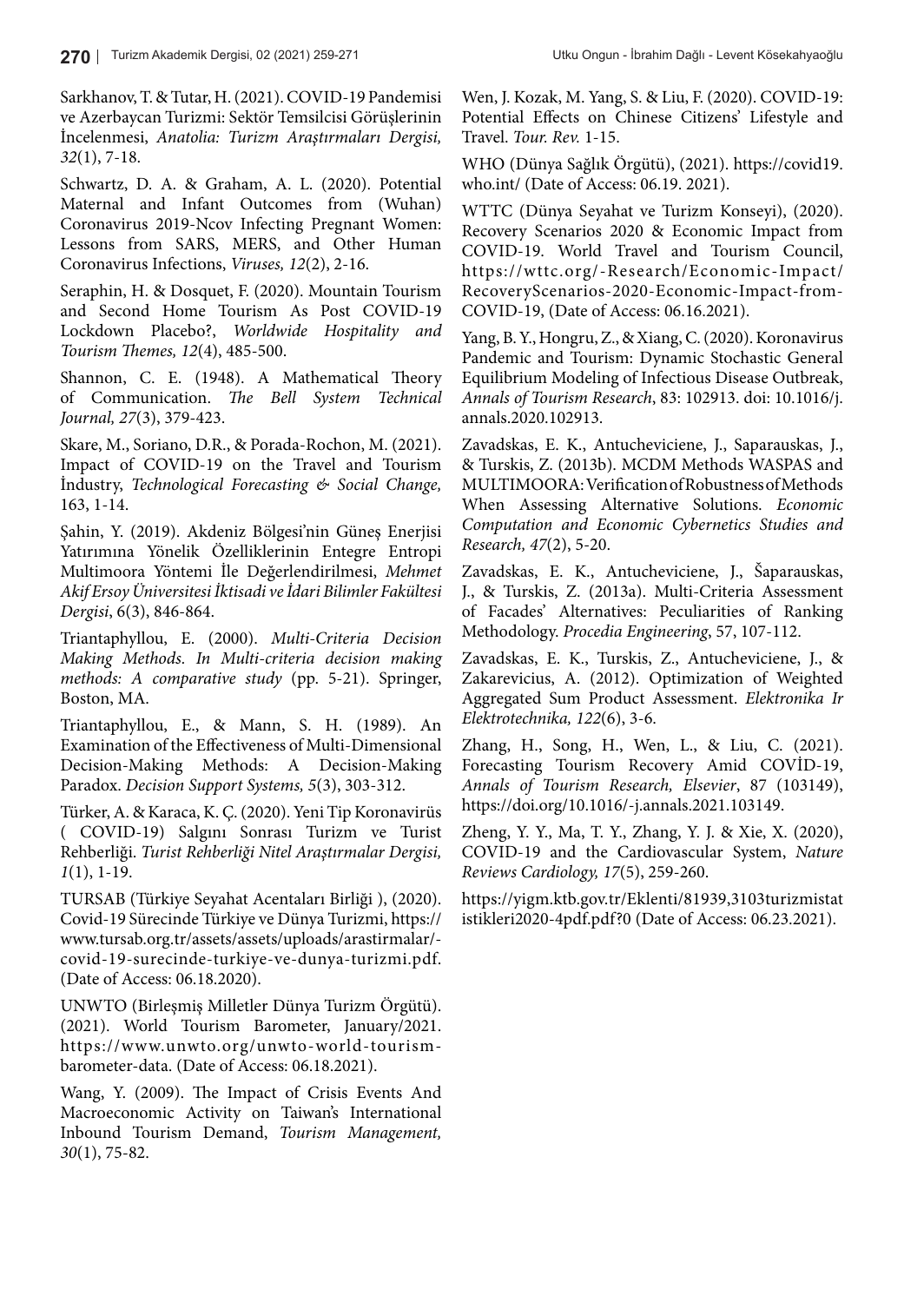Sarkhanov, T. & Tutar, H. (2021). COVID-19 Pandemisi ve Azerbaycan Turizmi: Sektör Temsilcisi Görüşlerinin İncelenmesi, *Anatolia: Turizm Araştırmaları Dergisi, 32*(1), 7-18.

Schwartz, D. A. & Graham, A. L. (2020). Potential Maternal and Infant Outcomes from (Wuhan) Coronavirus 2019-Ncov Infecting Pregnant Women: Lessons from SARS, MERS, and Other Human Coronavirus Infections, *Viruses, 12*(2), 2-16.

Seraphin, H. & Dosquet, F. (2020). Mountain Tourism and Second Home Tourism As Post COVID-19 Lockdown Placebo?, *Worldwide Hospitality and Tourism Themes, 12*(4), 485-500.

Shannon, C. E. (1948). A Mathematical Theory of Communication. *The Bell System Technical Journal, 27*(3), 379-423.

Skare, M., Soriano, D.R., & Porada-Rochon, M. (2021). Impact of COVID-19 on the Travel and Tourism İndustry, *Technological Forecasting & Social Change,* 163, 1-14.

Şahin, Y. (2019). Akdeniz Bölgesi'nin Güneş Enerjisi Yatırımına Yönelik Özelliklerinin Entegre Entropi Multimoora Yöntemi İle Değerlendirilmesi, *Mehmet Akif Ersoy Üniversitesi İktisadi ve İdari Bilimler Fakültesi Dergisi*, 6(3), 846-864.

Triantaphyllou, E. (2000). *Multi-Criteria Decision Making Methods. In Multi-criteria decision making methods: A comparative study* (pp. 5-21). Springer, Boston, MA.

Triantaphyllou, E., & Mann, S. H. (1989). An Examination of the Effectiveness of Multi-Dimensional Decision-Making Methods: A Decision-Making Paradox. *Decision Support Systems, 5*(3), 303-312.

Türker, A. & Karaca, K. Ç. (2020). Yeni Tip Koronavirüs ( COVID-19) Salgını Sonrası Turizm ve Turist Rehberliği. *Turist Rehberliği Nitel Araştırmalar Dergisi, 1*(1), 1-19.

TURSAB (Türkiye Seyahat Acentaları Birliği ), (2020). Covid-19 Sürecinde Türkiye ve Dünya Turizmi, https://www.tursab.org.tr/assets/assets/uploads/arastirmalar/-covid-19-surecinde-turkiye-ve-dunya-turizmi.pdf. (Date of Access: 06.18.2020).

UNWTO (Birleşmiş Milletler Dünya Turizm Örgütü). (2021). World Tourism Barometer, January/2021. https://www.unwto.org/unwto-world-tourism-barometer-data. (Date of Access: 06.18.2021).

Wang, Y. (2009). The Impact of Crisis Events And Macroeconomic Activity on Taiwan's International Inbound Tourism Demand, *Tourism Management, 30*(1), 75-82.

Wen, J. Kozak, M. Yang, S. & Liu, F. (2020). COVID-19: Potential Effects on Chinese Citizens' Lifestyle and Travel. *Tour. Rev.* 1-15.

WHO (Dünya Sağlık Örgütü), (2021). https://covid19.who.int/ (Date of Access: 06.19. 2021).

WTTC (Dünya Seyahat ve Turizm Konseyi), (2020). Recovery Scenarios 2020 & Economic Impact from COVID-19. World Travel and Tourism Council, https://wttc.org/-Research/Economic-Impact/RecoveryScenarios-2020-Economic-Impact-from-COVID-19, (Date of Access: 06.16.2021).

Yang, B. Y., Hongru, Z., & Xiang, C. (2020). Koronavirus Pandemic and Tourism: Dynamic Stochastic General Equilibrium Modeling of Infectious Disease Outbreak, *Annals of Tourism Research*, 83: 102913. doi: 10.1016/j.annals.2020.102913.

Zavadskas, E. K., Antucheviciene, J., Saparauskas, J., & Turskis, Z. (2013b). MCDM Methods WASPAS and MULTIMOORA: Verification of Robustness of Methods When Assessing Alternative Solutions. *Economic Computation and Economic Cybernetics Studies and Research, 47*(2), 5-20.

Zavadskas, E. K., Antucheviciene, J., Šaparauskas, J., & Turskis, Z. (2013a). Multi-Criteria Assessment of Facades' Alternatives: Peculiarities of Ranking Methodology. *Procedia Engineering*, 57, 107-112.

Zavadskas, E. K., Turskis, Z., Antucheviciene, J., & Zakarevicius, A. (2012). Optimization of Weighted Aggregated Sum Product Assessment. *Elektronika Ir Elektrotechnika, 122*(6), 3-6.

Zhang, H., Song, H., Wen, L., & Liu, C. (2021). Forecasting Tourism Recovery Amid COVİD-19, *Annals of Tourism Research, Elsevier*, 87 (103149), https://doi.org/10.1016/-j.annals.2021.103149.

Zheng, Y. Y., Ma, T. Y., Zhang, Y. J. & Xie, X. (2020), COVID-19 and the Cardiovascular System, *Nature Reviews Cardiology, 17*(5), 259-260.

https://yigm.ktb.gov.tr/Eklenti/81939,3103turizmistatistikleri2020-4pdf.pdf?0 (Date of Access: 06.23.2021).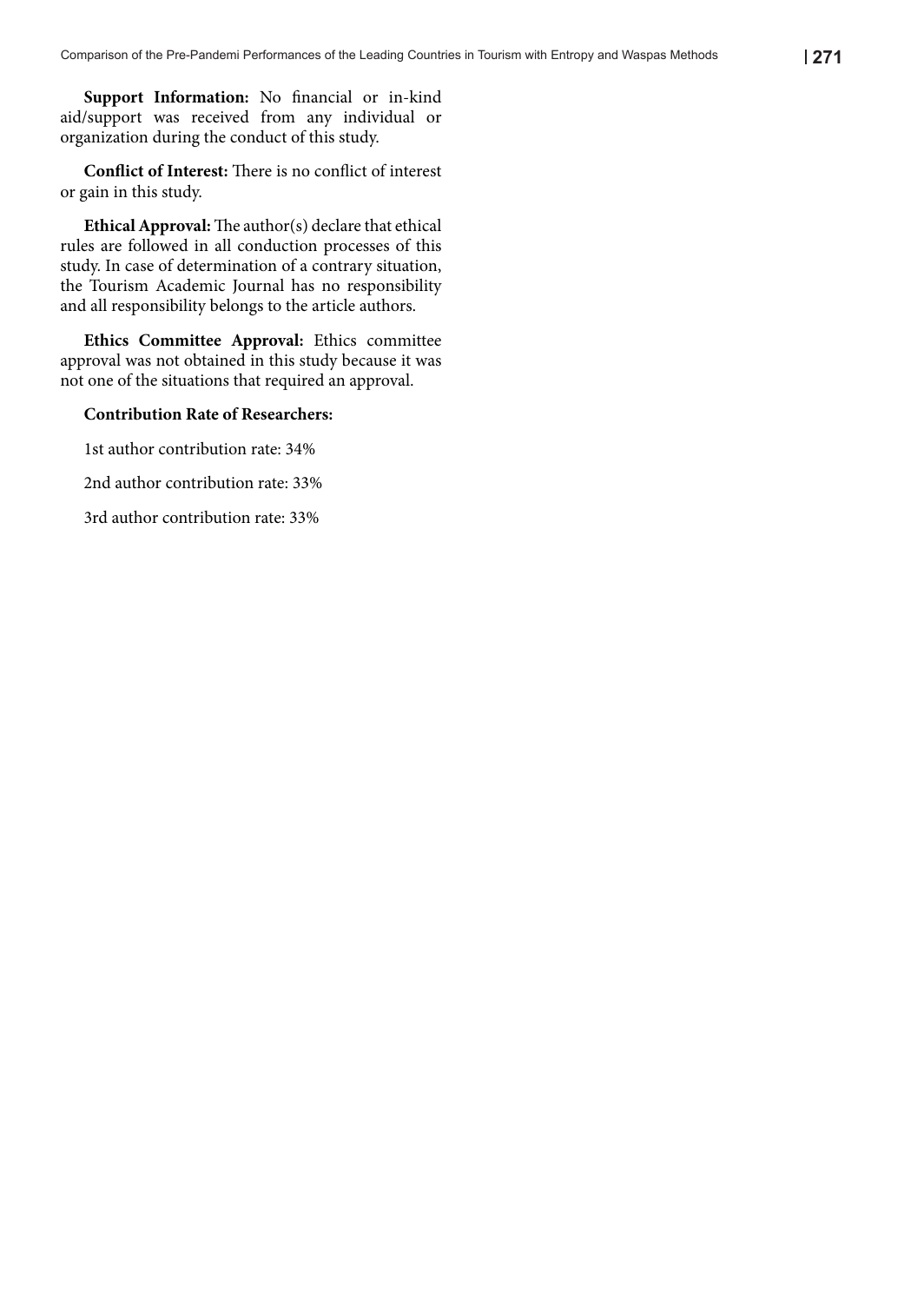**Support Information:** No financial or in-kind aid/support was received from any individual or organization during the conduct of this study.

**Conflict of Interest:** There is no conflict of interest or gain in this study.

**Ethical Approval:** The author(s) declare that ethical rules are followed in all conduction processes of this study. In case of determination of a contrary situation, the Tourism Academic Journal has no responsibility and all responsibility belongs to the article authors.

**Ethics Committee Approval:** Ethics committee approval was not obtained in this study because it was not one of the situations that required an approval.

**Contribution Rate of Researchers:**

1st author contribution rate: 34%

2nd author contribution rate: 33%

3rd author contribution rate: 33%